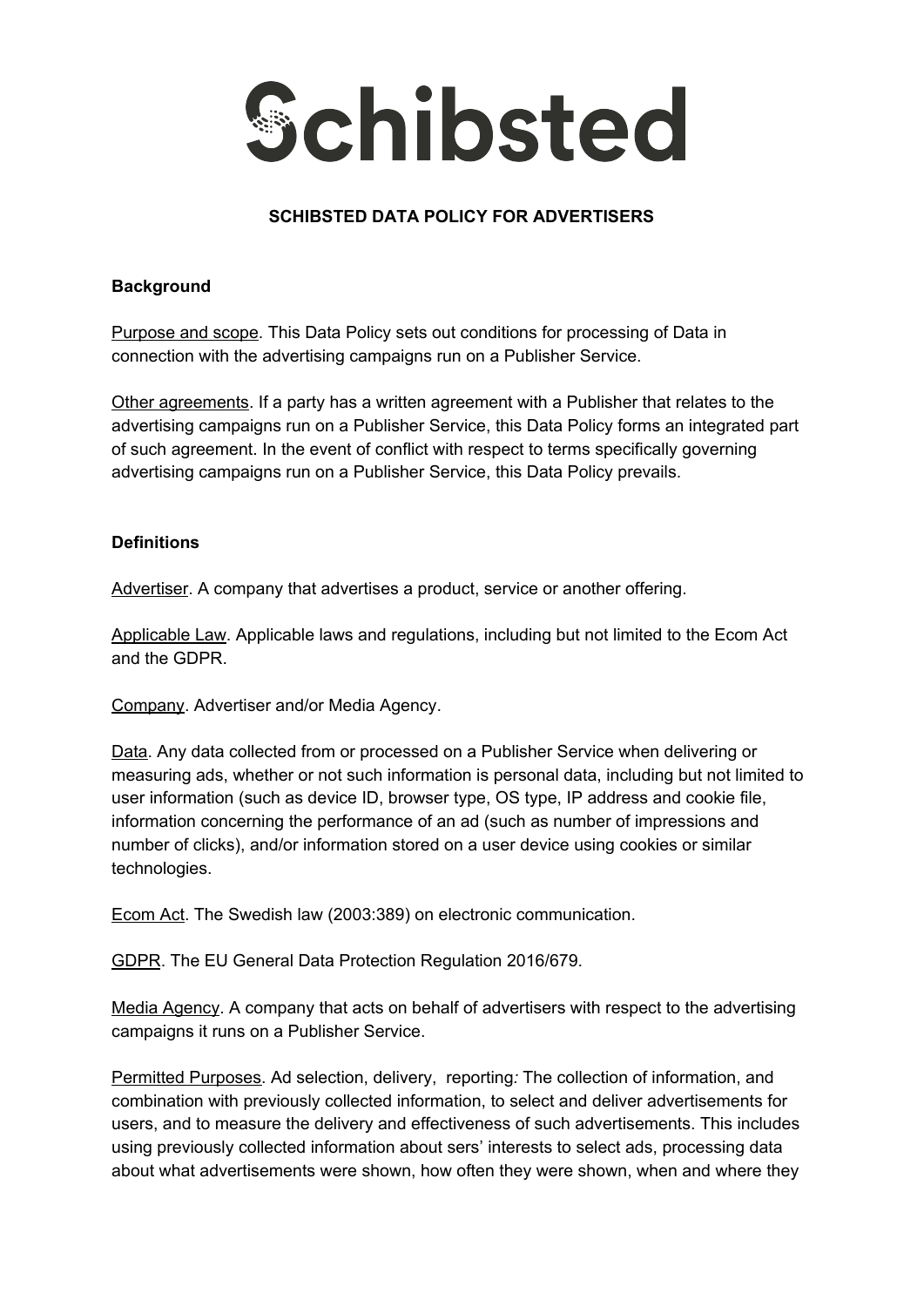# Schibsted

## SCHIBSTED DATA POLICY FOR ADVERTISERS

### Background

Purpose and scope. This Data Policy sets out conditions for processing of Data in connection with the advertising campaigns run on a Publisher Service.

Other agreements. If a party has a written agreement with a Publisher that relates to the advertising campaigns run on a Publisher Service, this Data Policy forms an integrated part of such agreement. In the event of conflict with respect to terms specifically governing advertising campaigns run on a Publisher Service, this Data Policy prevails.

### Definitions

Advertiser. A company that advertises a product, service or another offering.

Applicable Law. Applicable laws and regulations, including but not limited to the Ecom Act and the GDPR.

Company. Advertiser and/or Media Agency.

Data. Any data collected from or processed on a Publisher Service when delivering or measuring ads, whether or not such information is personal data, including but not limited to user information (such as device ID, browser type, OS type, IP address and cookie file, information concerning the performance of an ad (such as number of impressions and number of clicks), and/or information stored on a user device using cookies or similar technologies.

Ecom Act. The Swedish law (2003:389) on electronic communication.

GDPR. The EU General Data Protection Regulation 2016/679.

Media Agency. A company that acts on behalf of advertisers with respect to the advertising campaigns it runs on a Publisher Service.

Permitted Purposes. Ad selection, delivery, reporting*:* The collection of information, and combination with previously collected information, to select and deliver advertisements for users, and to measure the delivery and effectiveness of such advertisements. This includes using previously collected information about sers' interests to select ads, processing data about what advertisements were shown, how often they were shown, when and where they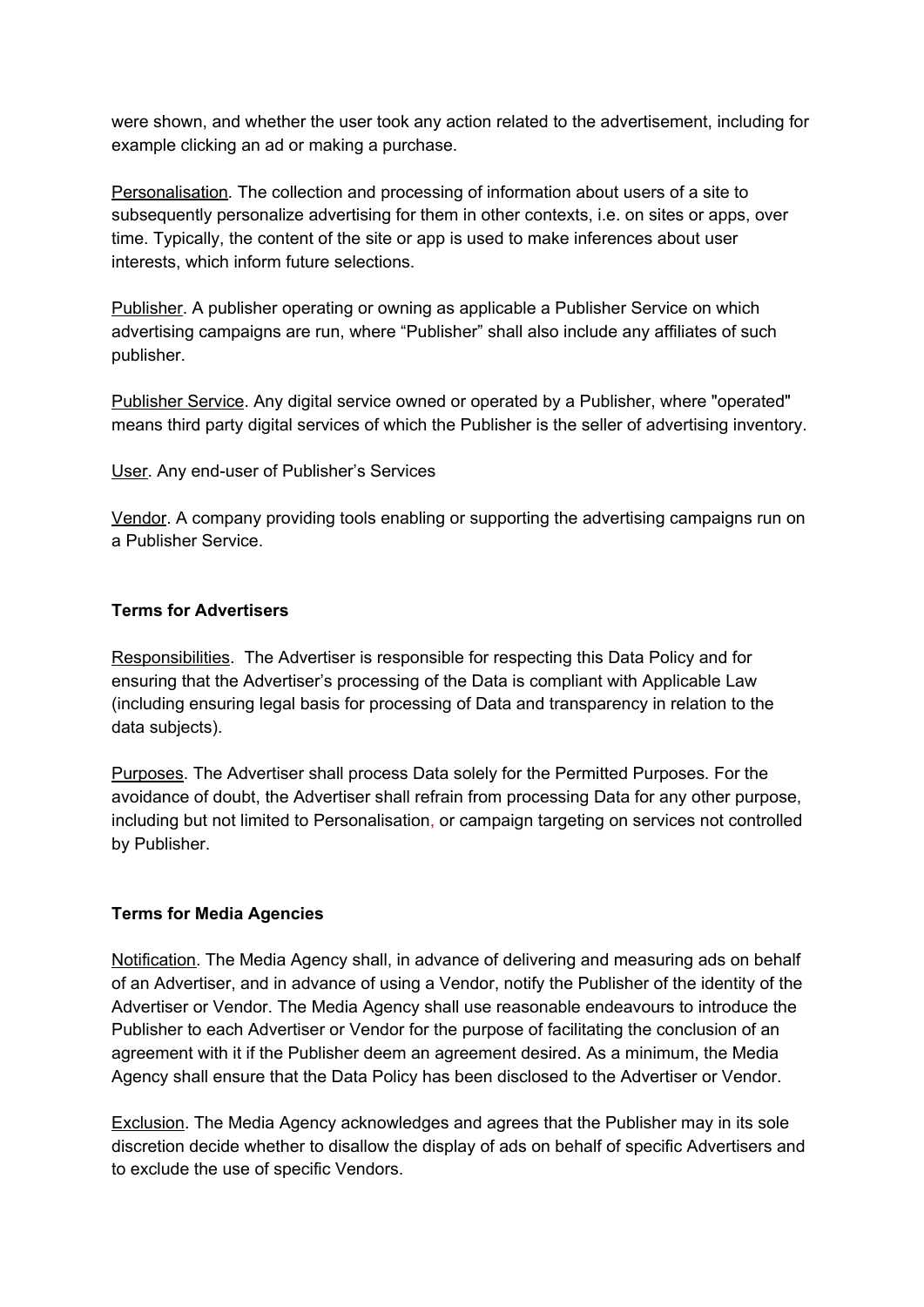were shown, and whether the user took any action related to the advertisement, including for example clicking an ad or making a purchase.

Personalisation. The collection and processing of information about users of a site to subsequently personalize advertising for them in other contexts, i.e. on sites or apps, over time. Typically, the content of the site or app is used to make inferences about user interests, which inform future selections.

Publisher. A publisher operating or owning as applicable a Publisher Service on which advertising campaigns are run, where "Publisher" shall also include any affiliates of such publisher.

Publisher Service. Any digital service owned or operated by a Publisher, where "operated" means third party digital services of which the Publisher is the seller of advertising inventory.

User. Any end-user of Publisher's Services

Vendor. A company providing tools enabling or supporting the advertising campaigns run on a Publisher Service.

**Terms for Advertisers**

Responsibilities. The Advertiser is responsible for respecting this Data Policy and for ensuring that the Advertiser's processing of the Data is compliant with Applicable Law (including ensuring legal basis for processing of Data and transparency in relation to the data subjects).

Purposes. The Advertiser shall process Data solely for the Permitted Purposes. For the avoidance of doubt, the Advertiser shall refrain from processing Data for any other purpose, including but not limited to Personalisation, or campaign targeting on services not controlled by Publisher.

**Terms for Media Agencies**

Notification. The Media Agency shall, in advance of delivering and measuring ads on behalf of an Advertiser, and in advance of using a Vendor, notify the Publisher of the identity of the Advertiser or Vendor. The Media Agency shall use reasonable endeavours to introduce the Publisher to each Advertiser or Vendor for the purpose of facilitating the conclusion of an agreement with it if the Publisher deem an agreement desired. As a minimum, the Media Agency shall ensure that the Data Policy has been disclosed to the Advertiser or Vendor.

Exclusion. The Media Agency acknowledges and agrees that the Publisher may in its sole discretion decide whether to disallow the display of ads on behalf of specific Advertisers and to exclude the use of specific Vendors.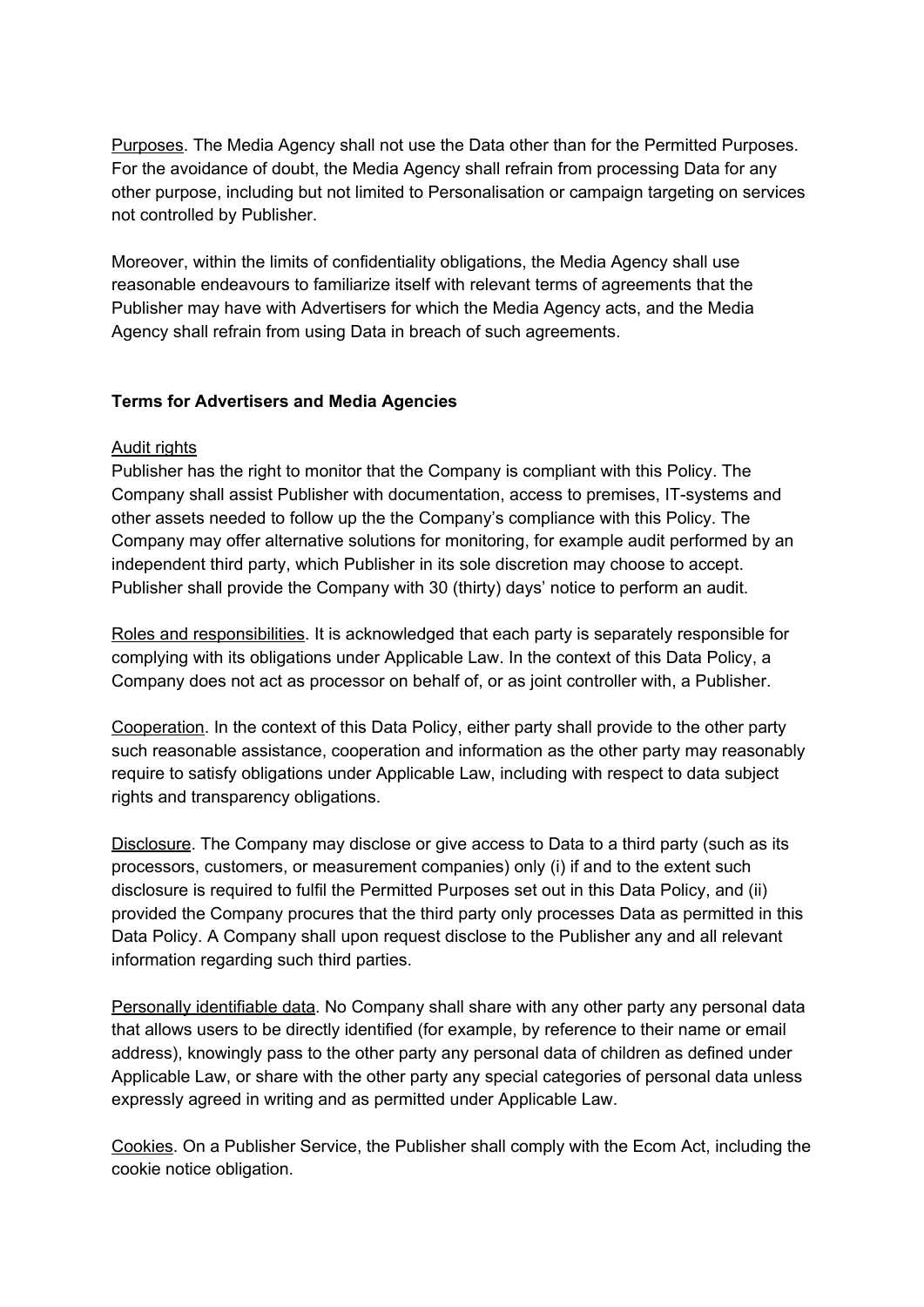Purposes. The Media Agency shall not use the Data other than for the Permitted Purposes. For the avoidance of doubt, the Media Agency shall refrain from processing Data for any other purpose, including but not limited to Personalisation or campaign targeting on services not controlled by Publisher.

Moreover, within the limits of confidentiality obligations, the Media Agency shall use reasonable endeavours to familiarize itself with relevant terms of agreements that the Publisher may have with Advertisers for which the Media Agency acts, and the Media Agency shall refrain from using Data in breach of such agreements.

**Terms for Advertisers and Media Agencies**

Audit rights
Publisher has the right to monitor that the Company is compliant with this Policy. The Company shall assist Publisher with documentation, access to premises, IT-systems and other assets needed to follow up the the Company's compliance with this Policy. The Company may offer alternative solutions for monitoring, for example audit performed by an independent third party, which Publisher in its sole discretion may choose to accept. Publisher shall provide the Company with 30 (thirty) days' notice to perform an audit.

Roles and responsibilities. It is acknowledged that each party is separately responsible for complying with its obligations under Applicable Law. In the context of this Data Policy, a Company does not act as processor on behalf of, or as joint controller with, a Publisher.

Cooperation. In the context of this Data Policy, either party shall provide to the other party such reasonable assistance, cooperation and information as the other party may reasonably require to satisfy obligations under Applicable Law, including with respect to data subject rights and transparency obligations.

Disclosure. The Company may disclose or give access to Data to a third party (such as its processors, customers, or measurement companies) only (i) if and to the extent such disclosure is required to fulfil the Permitted Purposes set out in this Data Policy, and (ii) provided the Company procures that the third party only processes Data as permitted in this Data Policy. A Company shall upon request disclose to the Publisher any and all relevant information regarding such third parties.

Personally identifiable data. No Company shall share with any other party any personal data that allows users to be directly identified (for example, by reference to their name or email address), knowingly pass to the other party any personal data of children as defined under Applicable Law, or share with the other party any special categories of personal data unless expressly agreed in writing and as permitted under Applicable Law.

Cookies. On a Publisher Service, the Publisher shall comply with the Ecom Act, including the cookie notice obligation.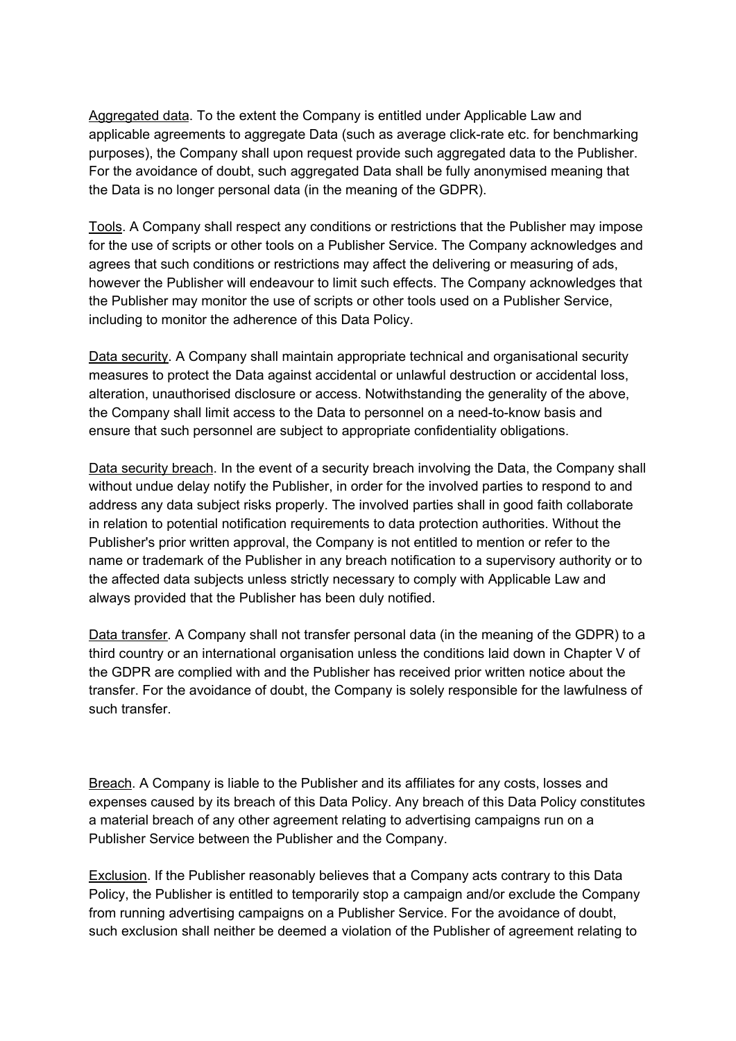Aggregated data. To the extent the Company is entitled under Applicable Law and applicable agreements to aggregate Data (such as average click-rate etc. for benchmarking purposes), the Company shall upon request provide such aggregated data to the Publisher. For the avoidance of doubt, such aggregated Data shall be fully anonymised meaning that the Data is no longer personal data (in the meaning of the GDPR).

Tools. A Company shall respect any conditions or restrictions that the Publisher may impose for the use of scripts or other tools on a Publisher Service. The Company acknowledges and agrees that such conditions or restrictions may affect the delivering or measuring of ads, however the Publisher will endeavour to limit such effects. The Company acknowledges that the Publisher may monitor the use of scripts or other tools used on a Publisher Service, including to monitor the adherence of this Data Policy.

Data security. A Company shall maintain appropriate technical and organisational security measures to protect the Data against accidental or unlawful destruction or accidental loss, alteration, unauthorised disclosure or access. Notwithstanding the generality of the above, the Company shall limit access to the Data to personnel on a need-to-know basis and ensure that such personnel are subject to appropriate confidentiality obligations.

Data security breach. In the event of a security breach involving the Data, the Company shall without undue delay notify the Publisher, in order for the involved parties to respond to and address any data subject risks properly. The involved parties shall in good faith collaborate in relation to potential notification requirements to data protection authorities. Without the Publisher's prior written approval, the Company is not entitled to mention or refer to the name or trademark of the Publisher in any breach notification to a supervisory authority or to the affected data subjects unless strictly necessary to comply with Applicable Law and always provided that the Publisher has been duly notified.

Data transfer. A Company shall not transfer personal data (in the meaning of the GDPR) to a third country or an international organisation unless the conditions laid down in Chapter V of the GDPR are complied with and the Publisher has received prior written notice about the transfer. For the avoidance of doubt, the Company is solely responsible for the lawfulness of such transfer.

Breach. A Company is liable to the Publisher and its affiliates for any costs, losses and expenses caused by its breach of this Data Policy. Any breach of this Data Policy constitutes a material breach of any other agreement relating to advertising campaigns run on a Publisher Service between the Publisher and the Company.

Exclusion. If the Publisher reasonably believes that a Company acts contrary to this Data Policy, the Publisher is entitled to temporarily stop a campaign and/or exclude the Company from running advertising campaigns on a Publisher Service. For the avoidance of doubt, such exclusion shall neither be deemed a violation of the Publisher of agreement relating to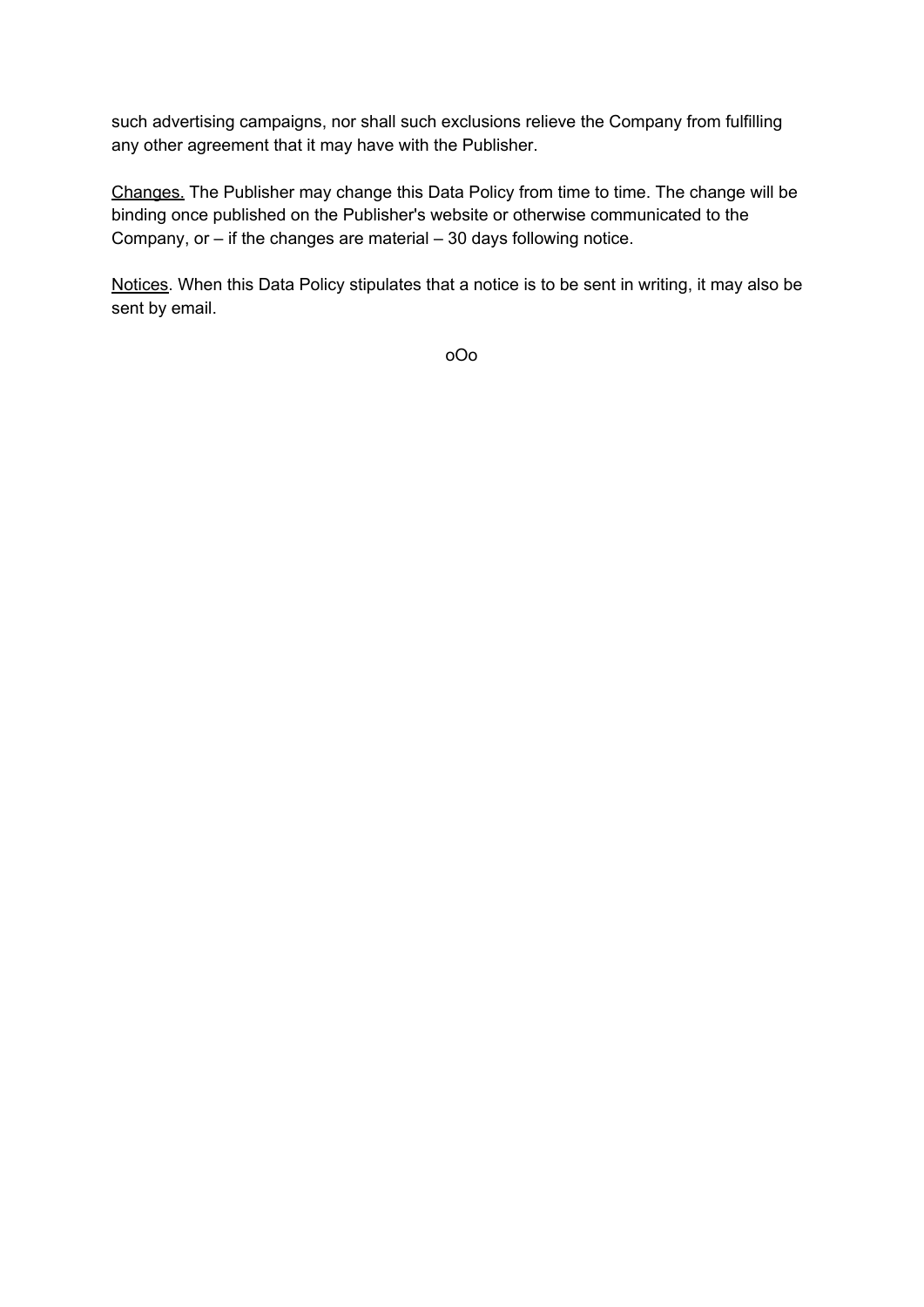such advertising campaigns, nor shall such exclusions relieve the Company from fulfilling any other agreement that it may have with the Publisher.

<u>Changes.</u> The Publisher may change this Data Policy from time to time. The change will be binding once published on the Publisher's website or otherwise communicated to the Company, or – if the changes are material – 30 days following notice.

<u>Notices</u>. When this Data Policy stipulates that a notice is to be sent in writing, it may also be sent by email.

oOo